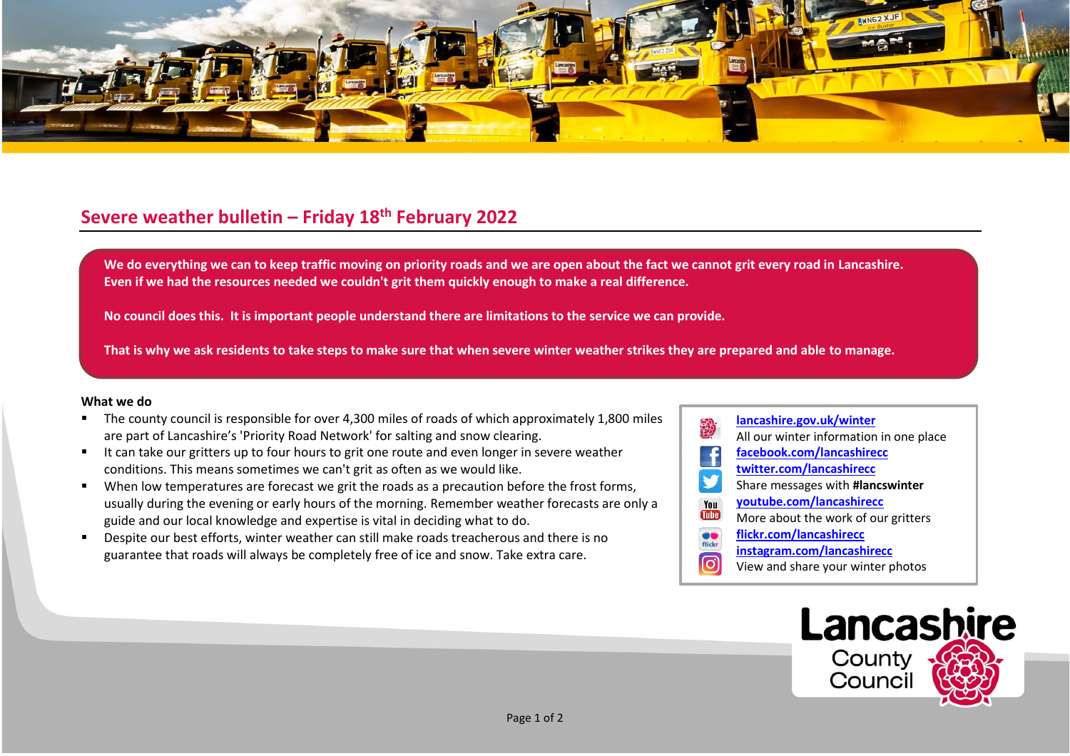## Severe weather bulletin – Friday 18th February 2022

**We do everything we can to keep traffic moving on priority roads and we are open about the fact we cannot grit every road in Lancashire. Even if we had the resources needed we couldn't grit them quickly enough to make a real difference.**

**No council does this. It is important people understand there are limitations to the service we can provide.**

**That is why we ask residents to take steps to make sure that when severe winter weather strikes they are prepared and able to manage.**

**What we do**

- The county council is responsible for over 4,300 miles of roads of which approximately 1,800 miles are part of Lancashire's 'Priority Road Network' for salting and snow clearing.
- It can take our gritters up to four hours to grit one route and even longer in severe weather conditions. This means sometimes we can't grit as often as we would like.
- When low temperatures are forecast we grit the roads as a precaution before the frost forms, usually during the evening or early hours of the morning. Remember weather forecasts are only a guide and our local knowledge and expertise is vital in deciding what to do.
- Despite our best efforts, winter weather can still make roads treacherous and there is no guarantee that roads will always be completely free of ice and snow. Take extra care.

[lancashire.gov.uk/winter](lancashire.gov.uk/winter)
All our winter information in one place
[facebook.com/lancashirecc](facebook.com/lancashirecc)
[twitter.com/lancashirecc](twitter.com/lancashirecc)
Share messages with **#lancswinter**
[youtube.com/lancashirecc](youtube.com/lancashirecc)
More about the work of our gritters
[flickr.com/lancashirecc](flickr.com/lancashirecc)
[instagram.com/lancashirecc](instagram.com/lancashirecc)
View and share your winter photos

Lancashire County Council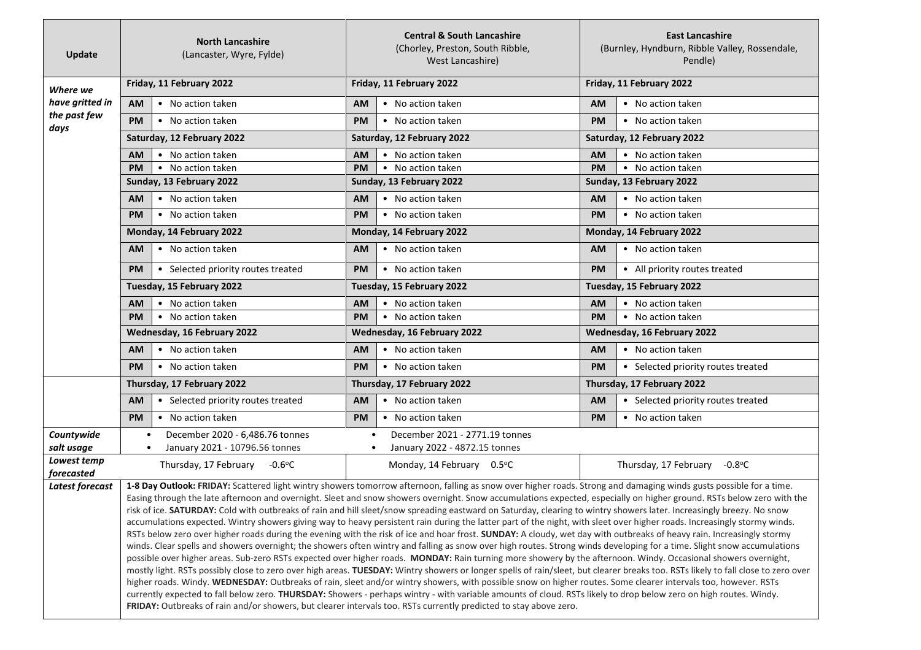| Update | North Lancashire (Lancaster, Wyre, Fylde) | | Central & South Lancashire (Chorley, Preston, South Ribble, West Lancashire) | | East Lancashire (Burnley, Hyndburn, Ribble Valley, Rossendale, Pendle) | |
|---|---|---|---|---|---|---|
| ***Where we have gritted in the past few days*** | **Friday, 11 February 2022** | | **Friday, 11 February 2022** | | **Friday, 11 February 2022** | |
| | **AM** | • No action taken | **AM** | • No action taken | **AM** | • No action taken |
| | **PM** | • No action taken | **PM** | • No action taken | **PM** | • No action taken |
| | **Saturday, 12 February 2022** | | **Saturday, 12 February 2022** | | **Saturday, 12 February 2022** | |
| | **AM** | • No action taken | **AM** | • No action taken | **AM** | • No action taken |
| | **PM** | • No action taken | **PM** | • No action taken | **PM** | • No action taken |
| | **Sunday, 13 February 2022** | | **Sunday, 13 February 2022** | | **Sunday, 13 February 2022** | |
| | **AM** | • No action taken | **AM** | • No action taken | **AM** | • No action taken |
| | **PM** | • No action taken | **PM** | • No action taken | **PM** | • No action taken |
| | **Monday, 14 February 2022** | | **Monday, 14 February 2022** | | **Monday, 14 February 2022** | |
| | **AM** | • No action taken | **AM** | • No action taken | **AM** | • No action taken |
| | **PM** | • Selected priority routes treated | **PM** | • No action taken | **PM** | • All priority routes treated |
| | **Tuesday, 15 February 2022** | | **Tuesday, 15 February 2022** | | **Tuesday, 15 February 2022** | |
| | **AM** | • No action taken | **AM** | • No action taken | **AM** | • No action taken |
| | **PM** | • No action taken | **PM** | • No action taken | **PM** | • No action taken |
| | **Wednesday, 16 February 2022** | | **Wednesday, 16 February 2022** | | **Wednesday, 16 February 2022** | |
| | **AM** | • No action taken | **AM** | • No action taken | **AM** | • No action taken |
| | **PM** | • No action taken | **PM** | • No action taken | **PM** | • Selected priority routes treated |
| | **Thursday, 17 February 2022** | | **Thursday, 17 February 2022** | | **Thursday, 17 February 2022** | |
| | **AM** | • Selected priority routes treated | **AM** | • No action taken | **AM** | • Selected priority routes treated |
| | **PM** | • No action taken | **PM** | • No action taken | **PM** | • No action taken |
| ***Countywide salt usage*** | • December 2020 - 6,486.76 tonnes<br>• January 2021 - 10796.56 tonnes | | • December 2021 - 2771.19 tonnes<br>• January 2022 - 4872.15 tonnes | | | |
| ***Lowest temp forecasted*** | Thursday, 17 February -0.6°C | | Monday, 14 February 0.5°C | | Thursday, 17 February -0.8°C | |
| ***Latest forecast*** | **1-8 Day Outlook: FRIDAY:** Scattered light wintry showers tomorrow afternoon, falling as snow over higher roads. Strong and damaging winds gusts possible for a time. Easing through the late afternoon and overnight. Sleet and snow showers overnight. Snow accumulations expected, especially on higher ground. RSTs below zero with the risk of ice. **SATURDAY:** Cold with outbreaks of rain and hill sleet/snow spreading eastward on Saturday, clearing to wintry showers later. Increasingly breezy. No snow accumulations expected. Wintry showers giving way to heavy persistent rain during the latter part of the night, with sleet over higher roads. Increasingly stormy winds. RSTs below zero over higher roads during the evening with the risk of ice and hoar frost. **SUNDAY:** A cloudy, wet day with outbreaks of heavy rain. Increasingly stormy winds. Clear spells and showers overnight; the showers often wintry and falling as snow over high routes. Strong winds developing for a time. Slight snow accumulations possible over higher areas. Sub-zero RSTs expected over higher roads. **MONDAY:** Rain turning more showery by the afternoon. Windy. Occasional showers overnight, mostly light. RSTs possibly close to zero over high areas. **TUESDAY:** Wintry showers or longer spells of rain/sleet, but clearer breaks too. RSTs likely to fall close to zero over higher roads. Windy. **WEDNESDAY:** Outbreaks of rain, sleet and/or wintry showers, with possible snow on higher routes. Some clearer intervals too, however. RSTs currently expected to fall below zero. **THURSDAY:** Showers - perhaps wintry - with variable amounts of cloud. RSTs likely to drop below zero on high routes. Windy. **FRIDAY:** Outbreaks of rain and/or showers, but clearer intervals too. RSTs currently predicted to stay above zero. | | | | | |